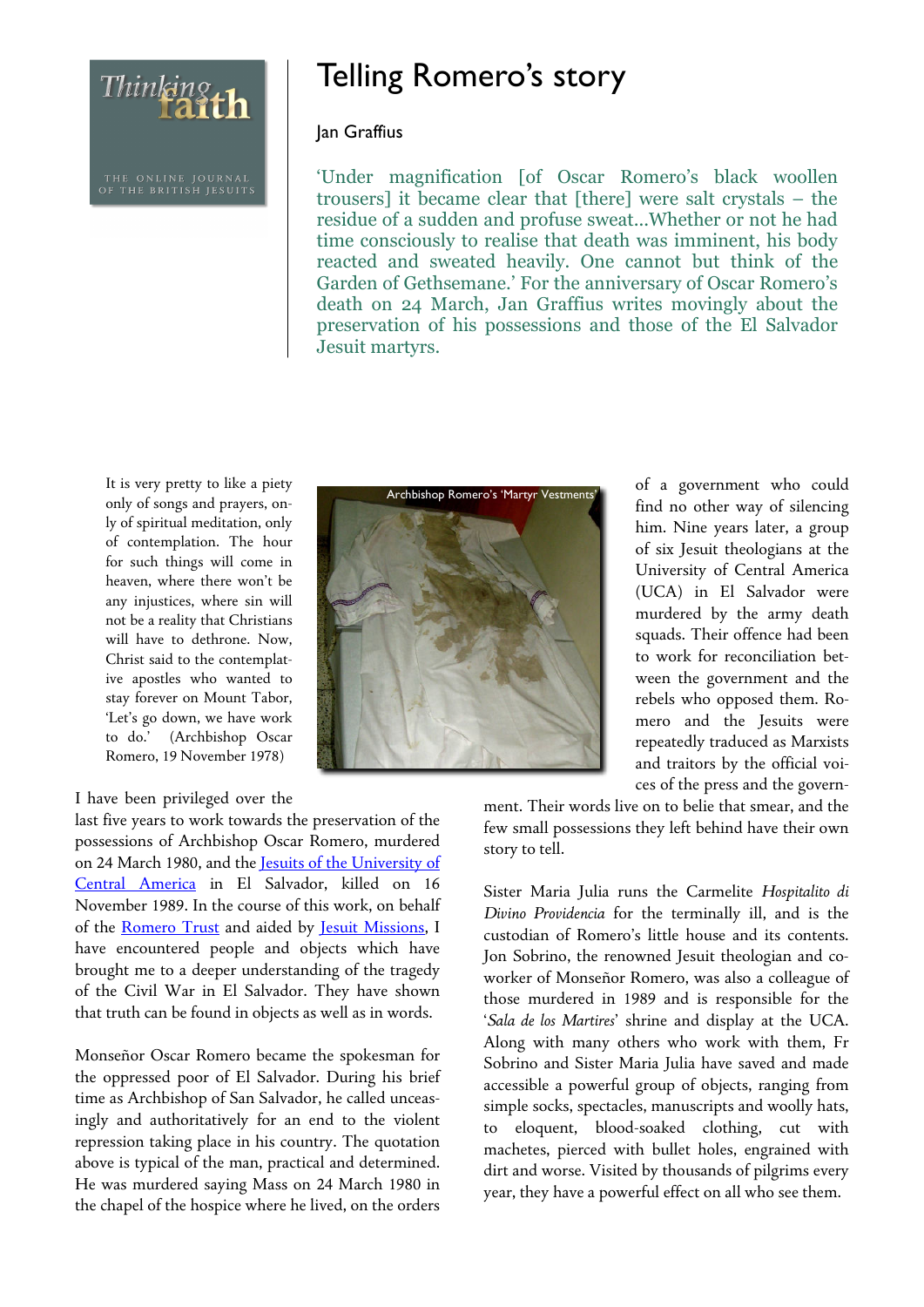# Telling Romero's story

Jan Graffius

'Under magnification [of Oscar Romero's black woollen trousers] it became clear that [there] were salt crystals – the residue of a sudden and profuse sweat...Whether or not he had time consciously to realise that death was imminent, his body reacted and sweated heavily. One cannot but think of the Garden of Gethsemane.' For the anniversary of Oscar Romero's death on 24 March, Jan Graffius writes movingly about the preservation of his possessions and those of the El Salvador Jesuit martyrs.

It is very pretty to like a piety only of songs and prayers, only of spiritual meditation, only of contemplation. The hour for such things will come in heaven, where there won't be any injustices, where sin will not be a reality that Christians will have to dethrone. Now, Christ said to the contemplative apostles who wanted to stay forever on Mount Tabor, 'Let's go down, we have work to do.' (Archbishop Oscar Romero, 19 November 1978)

Archbishop Romero's 'Martyr Vestments'

I have been privileged over the last five years to work towards the preservation of the possessions of Archbishop Oscar Romero, murdered on 24 March 1980, and the [Jesuits of the University of Central America](#) in El Salvador, killed on 16 November 1989. In the course of this work, on behalf of the [Romero Trust](#) and aided by [Jesuit Missions](#), I have encountered people and objects which have brought me to a deeper understanding of the tragedy of the Civil War in El Salvador. They have shown that truth can be found in objects as well as in words.

Monseñor Oscar Romero became the spokesman for the oppressed poor of El Salvador. During his brief time as Archbishop of San Salvador, he called unceasingly and authoritatively for an end to the violent repression taking place in his country. The quotation above is typical of the man, practical and determined. He was murdered saying Mass on 24 March 1980 in the chapel of the hospice where he lived, on the orders of a government who could find no other way of silencing him. Nine years later, a group of six Jesuit theologians at the University of Central America (UCA) in El Salvador were murdered by the army death squads. Their offence had been to work for reconciliation between the government and the rebels who opposed them. Romero and the Jesuits were repeatedly traduced as Marxists and traitors by the official voices of the press and the government. Their words live on to belie that smear, and the few small possessions they left behind have their own story to tell.

Sister Maria Julia runs the Carmelite *Hospitalito di Divino Providencia* for the terminally ill, and is the custodian of Romero's little house and its contents. Jon Sobrino, the renowned Jesuit theologian and co-worker of Monseñor Romero, was also a colleague of those murdered in 1989 and is responsible for the '*Sala de los Martires*' shrine and display at the UCA. Along with many others who work with them, Fr Sobrino and Sister Maria Julia have saved and made accessible a powerful group of objects, ranging from simple socks, spectacles, manuscripts and woolly hats, to eloquent, blood-soaked clothing, cut with machetes, pierced with bullet holes, engrained with dirt and worse. Visited by thousands of pilgrims every year, they have a powerful effect on all who see them.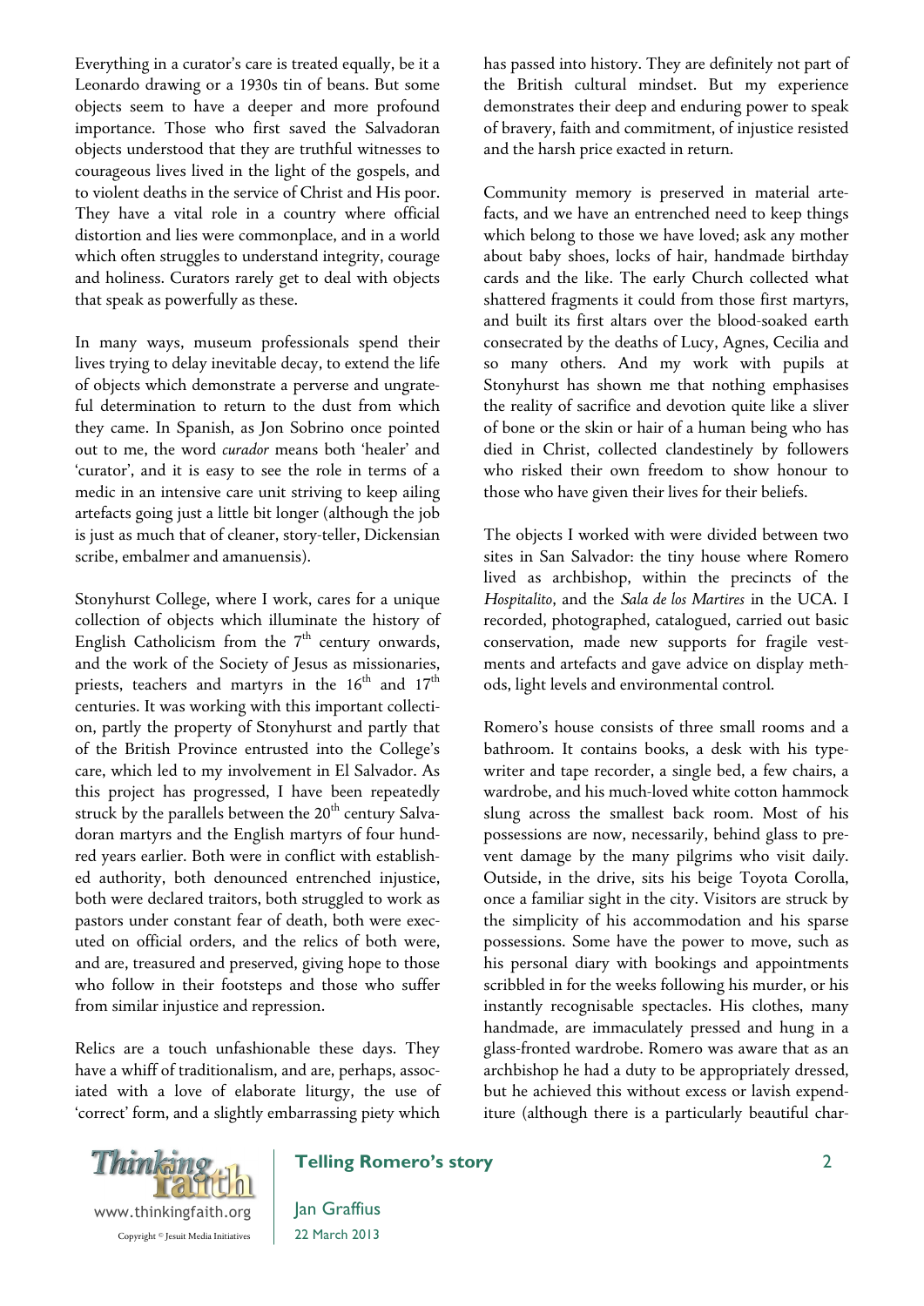Everything in a curator's care is treated equally, be it a Leonardo drawing or a 1930s tin of beans. But some objects seem to have a deeper and more profound importance. Those who first saved the Salvadoran objects understood that they are truthful witnesses to courageous lives lived in the light of the gospels, and to violent deaths in the service of Christ and His poor. They have a vital role in a country where official distortion and lies were commonplace, and in a world which often struggles to understand integrity, courage and holiness. Curators rarely get to deal with objects that speak as powerfully as these.

In many ways, museum professionals spend their lives trying to delay inevitable decay, to extend the life of objects which demonstrate a perverse and ungrateful determination to return to the dust from which they came. In Spanish, as Jon Sobrino once pointed out to me, the word *curador* means both 'healer' and 'curator', and it is easy to see the role in terms of a medic in an intensive care unit striving to keep ailing artefacts going just a little bit longer (although the job is just as much that of cleaner, story-teller, Dickensian scribe, embalmer and amanuensis).

Stonyhurst College, where I work, cares for a unique collection of objects which illuminate the history of English Catholicism from the 7th century onwards, and the work of the Society of Jesus as missionaries, priests, teachers and martyrs in the 16th and 17th centuries. It was working with this important collection, partly the property of Stonyhurst and partly that of the British Province entrusted into the College's care, which led to my involvement in El Salvador. As this project has progressed, I have been repeatedly struck by the parallels between the 20th century Salvadoran martyrs and the English martyrs of four hundred years earlier. Both were in conflict with established authority, both denounced entrenched injustice, both were declared traitors, both struggled to work as pastors under constant fear of death, both were executed on official orders, and the relics of both were, and are, treasured and preserved, giving hope to those who follow in their footsteps and those who suffer from similar injustice and repression.

Relics are a touch unfashionable these days. They have a whiff of traditionalism, and are, perhaps, associated with a love of elaborate liturgy, the use of 'correct' form, and a slightly embarrassing piety which has passed into history. They are definitely not part of the British cultural mindset. But my experience demonstrates their deep and enduring power to speak of bravery, faith and commitment, of injustice resisted and the harsh price exacted in return.

Community memory is preserved in material artefacts, and we have an entrenched need to keep things which belong to those we have loved; ask any mother about baby shoes, locks of hair, handmade birthday cards and the like. The early Church collected what shattered fragments it could from those first martyrs, and built its first altars over the blood-soaked earth consecrated by the deaths of Lucy, Agnes, Cecilia and so many others. And my work with pupils at Stonyhurst has shown me that nothing emphasises the reality of sacrifice and devotion quite like a sliver of bone or the skin or hair of a human being who has died in Christ, collected clandestinely by followers who risked their own freedom to show honour to those who have given their lives for their beliefs.

The objects I worked with were divided between two sites in San Salvador: the tiny house where Romero lived as archbishop, within the precincts of the *Hospitalito*, and the *Sala de los Martires* in the UCA. I recorded, photographed, catalogued, carried out basic conservation, made new supports for fragile vestments and artefacts and gave advice on display methods, light levels and environmental control.

Romero's house consists of three small rooms and a bathroom. It contains books, a desk with his typewriter and tape recorder, a single bed, a few chairs, a wardrobe, and his much-loved white cotton hammock slung across the smallest back room. Most of his possessions are now, necessarily, behind glass to prevent damage by the many pilgrims who visit daily. Outside, in the drive, sits his beige Toyota Corolla, once a familiar sight in the city. Visitors are struck by the simplicity of his accommodation and his sparse possessions. Some have the power to move, such as his personal diary with bookings and appointments scribbled in for the weeks following his murder, or his instantly recognisable spectacles. His clothes, many handmade, are immaculately pressed and hung in a glass-fronted wardrobe. Romero was aware that as an archbishop he had a duty to be appropriately dressed, but he achieved this without excess or lavish expenditure (although there is a particularly beautiful char-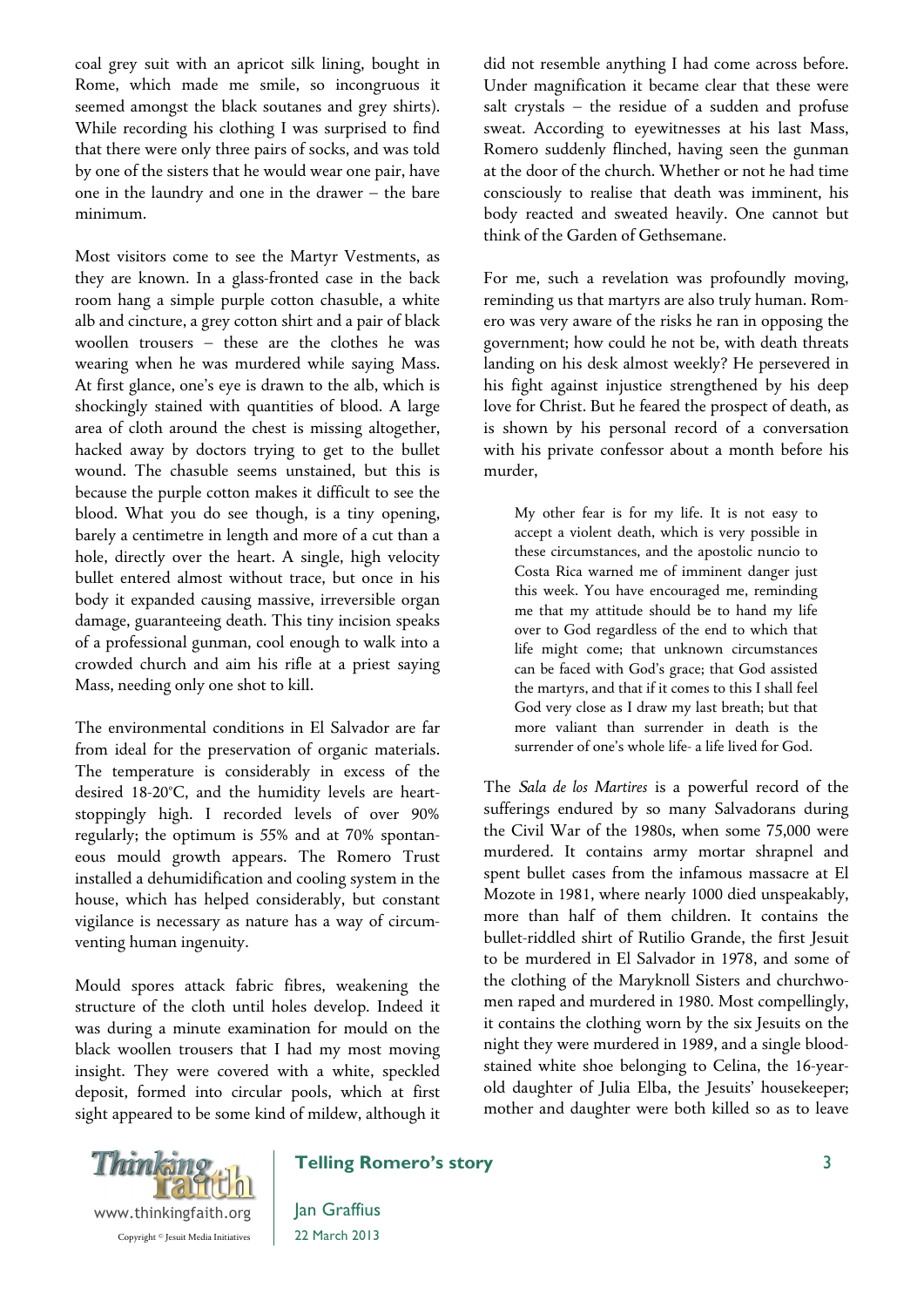coal grey suit with an apricot silk lining, bought in Rome, which made me smile, so incongruous it seemed amongst the black soutanes and grey shirts). While recording his clothing I was surprised to find that there were only three pairs of socks, and was told by one of the sisters that he would wear one pair, have one in the laundry and one in the drawer – the bare minimum.

Most visitors come to see the Martyr Vestments, as they are known. In a glass-fronted case in the back room hang a simple purple cotton chasuble, a white alb and cincture, a grey cotton shirt and a pair of black woollen trousers – these are the clothes he was wearing when he was murdered while saying Mass. At first glance, one's eye is drawn to the alb, which is shockingly stained with quantities of blood. A large area of cloth around the chest is missing altogether, hacked away by doctors trying to get to the bullet wound. The chasuble seems unstained, but this is because the purple cotton makes it difficult to see the blood. What you do see though, is a tiny opening, barely a centimetre in length and more of a cut than a hole, directly over the heart. A single, high velocity bullet entered almost without trace, but once in his body it expanded causing massive, irreversible organ damage, guaranteeing death. This tiny incision speaks of a professional gunman, cool enough to walk into a crowded church and aim his rifle at a priest saying Mass, needing only one shot to kill.

The environmental conditions in El Salvador are far from ideal for the preservation of organic materials. The temperature is considerably in excess of the desired 18-20ºC, and the humidity levels are heart-stoppingly high. I recorded levels of over 90% regularly; the optimum is 55% and at 70% spontaneous mould growth appears. The Romero Trust installed a dehumidification and cooling system in the house, which has helped considerably, but constant vigilance is necessary as nature has a way of circumventing human ingenuity.

Mould spores attack fabric fibres, weakening the structure of the cloth until holes develop. Indeed it was during a minute examination for mould on the black woollen trousers that I had my most moving insight. They were covered with a white, speckled deposit, formed into circular pools, which at first sight appeared to be some kind of mildew, although it did not resemble anything I had come across before. Under magnification it became clear that these were salt crystals – the residue of a sudden and profuse sweat. According to eyewitnesses at his last Mass, Romero suddenly flinched, having seen the gunman at the door of the church. Whether or not he had time consciously to realise that death was imminent, his body reacted and sweated heavily. One cannot but think of the Garden of Gethsemane.

For me, such a revelation was profoundly moving, reminding us that martyrs are also truly human. Romero was very aware of the risks he ran in opposing the government; how could he not be, with death threats landing on his desk almost weekly? He persevered in his fight against injustice strengthened by his deep love for Christ. But he feared the prospect of death, as is shown by his personal record of a conversation with his private confessor about a month before his murder,

> My other fear is for my life. It is not easy to accept a violent death, which is very possible in these circumstances, and the apostolic nuncio to Costa Rica warned me of imminent danger just this week. You have encouraged me, reminding me that my attitude should be to hand my life over to God regardless of the end to which that life might come; that unknown circumstances can be faced with God's grace; that God assisted the martyrs, and that if it comes to this I shall feel God very close as I draw my last breath; but that more valiant than surrender in death is the surrender of one's whole life- a life lived for God.

The *Sala de los Martires* is a powerful record of the sufferings endured by so many Salvadorans during the Civil War of the 1980s, when some 75,000 were murdered. It contains army mortar shrapnel and spent bullet cases from the infamous massacre at El Mozote in 1981, where nearly 1000 died unspeakably, more than half of them children. It contains the bullet-riddled shirt of Rutilio Grande, the first Jesuit to be murdered in El Salvador in 1978, and some of the clothing of the Maryknoll Sisters and churchwomen raped and murdered in 1980. Most compellingly, it contains the clothing worn by the six Jesuits on the night they were murdered in 1989, and a single blood-stained white shoe belonging to Celina, the 16-year-old daughter of Julia Elba, the Jesuits' housekeeper; mother and daughter were both killed so as to leave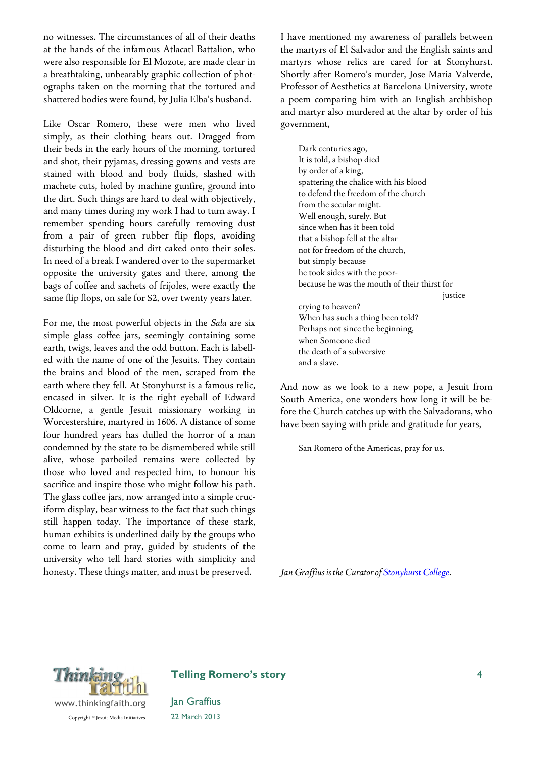no witnesses. The circumstances of all of their deaths at the hands of the infamous Atlacatl Battalion, who were also responsible for El Mozote, are made clear in a breathtaking, unbearably graphic collection of photographs taken on the morning that the tortured and shattered bodies were found, by Julia Elba's husband.

Like Oscar Romero, these were men who lived simply, as their clothing bears out. Dragged from their beds in the early hours of the morning, tortured and shot, their pyjamas, dressing gowns and vests are stained with blood and body fluids, slashed with machete cuts, holed by machine gunfire, ground into the dirt. Such things are hard to deal with objectively, and many times during my work I had to turn away. I remember spending hours carefully removing dust from a pair of green rubber flip flops, avoiding disturbing the blood and dirt caked onto their soles. In need of a break I wandered over to the supermarket opposite the university gates and there, among the bags of coffee and sachets of frijoles, were exactly the same flip flops, on sale for $2, over twenty years later.

For me, the most powerful objects in the *Sala* are six simple glass coffee jars, seemingly containing some earth, twigs, leaves and the odd button. Each is labelled with the name of one of the Jesuits. They contain the brains and blood of the men, scraped from the earth where they fell. At Stonyhurst is a famous relic, encased in silver. It is the right eyeball of Edward Oldcorne, a gentle Jesuit missionary working in Worcestershire, martyred in 1606. A distance of some four hundred years has dulled the horror of a man condemned by the state to be dismembered while still alive, whose parboiled remains were collected by those who loved and respected him, to honour his sacrifice and inspire those who might follow his path. The glass coffee jars, now arranged into a simple cruciform display, bear witness to the fact that such things still happen today. The importance of these stark, human exhibits is underlined daily by the groups who come to learn and pray, guided by students of the university who tell hard stories with simplicity and honesty. These things matter, and must be preserved.

I have mentioned my awareness of parallels between the martyrs of El Salvador and the English saints and martyrs whose relics are cared for at Stonyhurst. Shortly after Romero's murder, Jose Maria Valverde, Professor of Aesthetics at Barcelona University, wrote a poem comparing him with an English archbishop and martyr also murdered at the altar by order of his government,

> Dark centuries ago,
> It is told, a bishop died
> by order of a king,
> spattering the chalice with his blood
> to defend the freedom of the church
> from the secular might.
> Well enough, surely. But
> since when has it been told
> that a bishop fell at the altar
> not for freedom of the church,
> but simply because
> he took sides with the poor-
> because he was the mouth of their thirst for justice
> crying to heaven?
> When has such a thing been told?
> Perhaps not since the beginning,
> when Someone died
> the death of a subversive
> and a slave.

And now as we look to a new pope, a Jesuit from South America, one wonders how long it will be before the Church catches up with the Salvadorans, who have been saying with pride and gratitude for years,

> San Romero of the Americas, pray for us.

*Jan Graffius is the Curator of Stonyhurst College.*